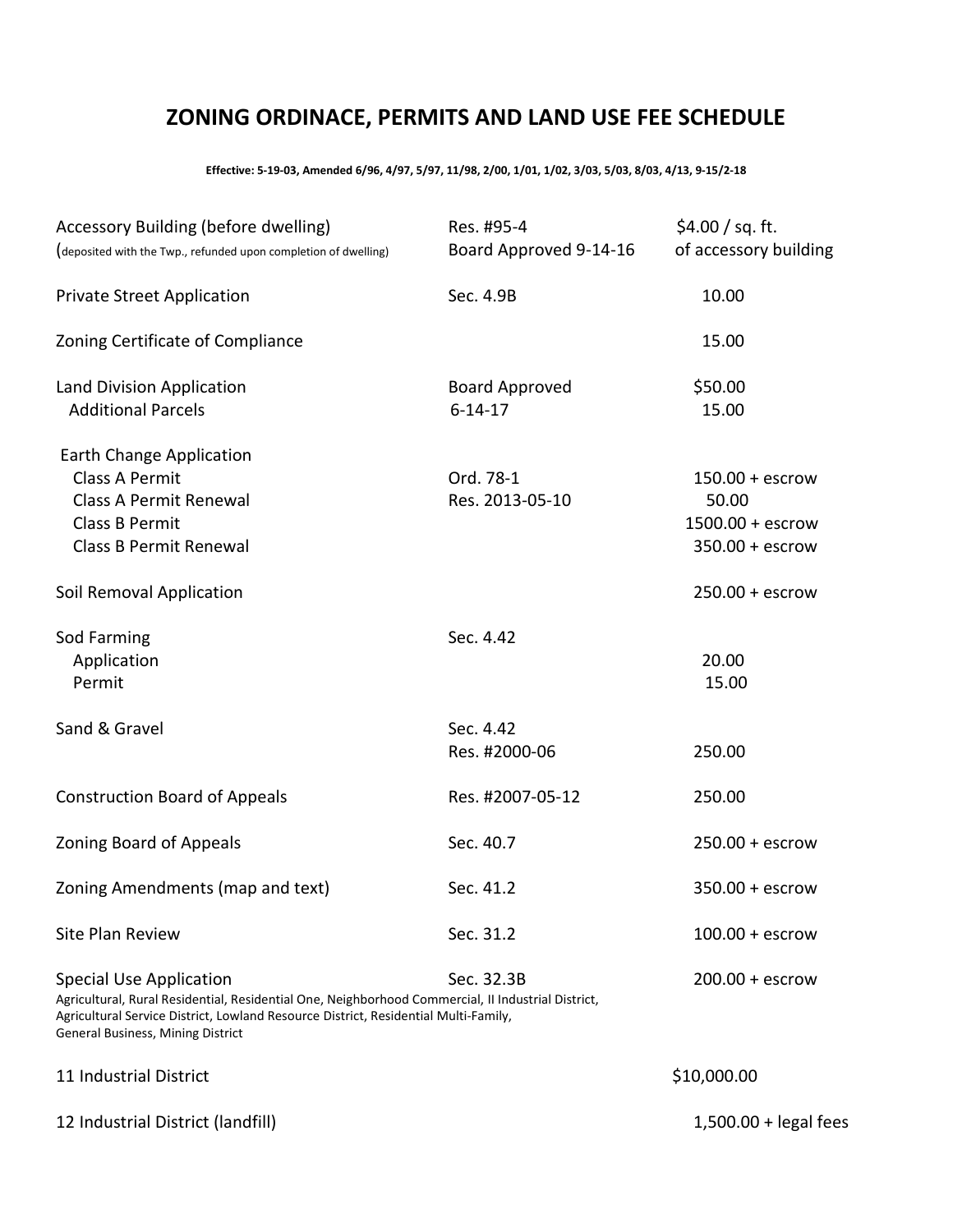# ZONING ORDINACE, PERMITS AND LAND USE FEE SCHEDULE

**Effective: 5-19-03, Amended 6/96, 4/97, 5/97, 11/98, 2/00, 1/01, 1/02, 3/03, 5/03, 8/03, 4/13, 9-15/2-18**

| | | |
|---|---|---|
| Accessory Building (before dwelling) (deposited with the Twp., refunded upon completion of dwelling) | Res. #95-4 Board Approved 9-14-16 | $4.00 / sq. ft. of accessory building |
| Private Street Application | Sec. 4.9B | 10.00 |
| Zoning Certificate of Compliance | | 15.00 |
| Land Division Application | Board Approved | $50.00 |
| Additional Parcels | 6-14-17 | 15.00 |
| Earth Change Application | | |
| Class A Permit | Ord. 78-1 | 150.00 + escrow |
| Class A Permit Renewal | Res. 2013-05-10 | 50.00 |
| Class B Permit | | 1500.00 + escrow |
| Class B Permit Renewal | | 350.00 + escrow |
| Soil Removal Application | | 250.00 + escrow |
| Sod Farming | Sec. 4.42 | |
| Application | | 20.00 |
| Permit | | 15.00 |
| Sand & Gravel | Sec. 4.42 Res. #2000-06 | 250.00 |
| Construction Board of Appeals | Res. #2007-05-12 | 250.00 |
| Zoning Board of Appeals | Sec. 40.7 | 250.00 + escrow |
| Zoning Amendments (map and text) | Sec. 41.2 | 350.00 + escrow |
| Site Plan Review | Sec. 31.2 | 100.00 + escrow |
| Special Use Application (Agricultural, Rural Residential, Residential One, Neighborhood Commercial, II Industrial District, Agricultural Service District, Lowland Resource District, Residential Multi-Family, General Business, Mining District) | Sec. 32.3B | 200.00 + escrow |
| 11 Industrial District | | $10,000.00 |
| 12 Industrial District (landfill) | | 1,500.00 + legal fees |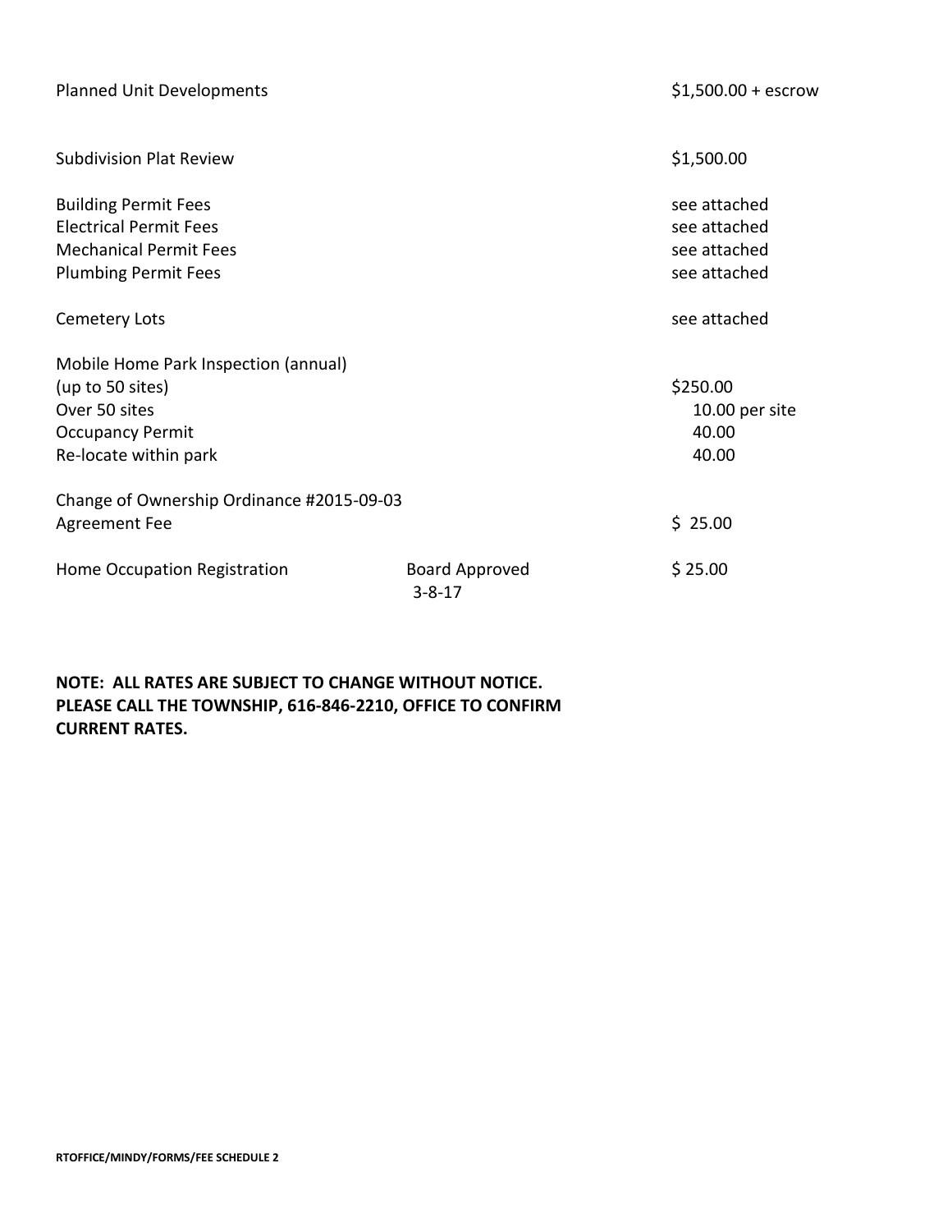| | | |
|---|---|---|
| Planned Unit Developments | | $1,500.00 + escrow |
| Subdivision Plat Review | | $1,500.00 |
| Building Permit Fees | | see attached |
| Electrical Permit Fees | | see attached |
| Mechanical Permit Fees | | see attached |
| Plumbing Permit Fees | | see attached |
| Cemetery Lots | | see attached |
| Mobile Home Park Inspection (annual) | | |
| (up to 50 sites) | | $250.00 |
| Over 50 sites | | 10.00 per site |
| Occupancy Permit | | 40.00 |
| Re-locate within park | | 40.00 |
| Change of Ownership Ordinance #2015-09-03 | | |
| Agreement Fee | | $ 25.00 |
| Home Occupation Registration | Board Approved 3-8-17 | $ 25.00 |

**NOTE: ALL RATES ARE SUBJECT TO CHANGE WITHOUT NOTICE. PLEASE CALL THE TOWNSHIP, 616-846-2210, OFFICE TO CONFIRM CURRENT RATES.**

RTOFFICE/MINDY/FORMS/FEE SCHEDULE 2